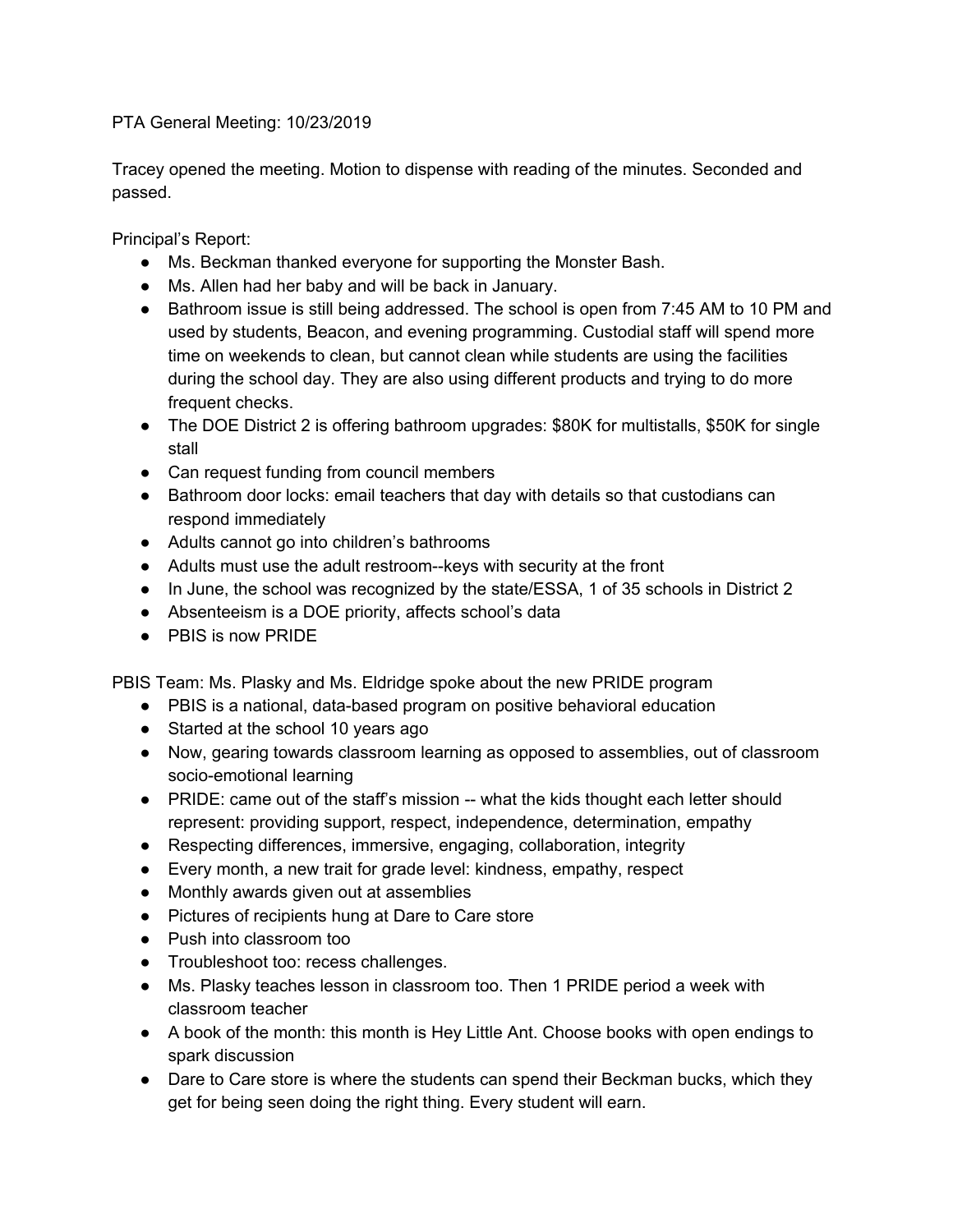PTA General Meeting: 10/23/2019

Tracey opened the meeting. Motion to dispense with reading of the minutes. Seconded and passed.

Principal's Report:

- Ms. Beckman thanked everyone for supporting the Monster Bash.
- Ms. Allen had her baby and will be back in January.
- Bathroom issue is still being addressed. The school is open from 7:45 AM to 10 PM and used by students, Beacon, and evening programming. Custodial staff will spend more time on weekends to clean, but cannot clean while students are using the facilities during the school day. They are also using different products and trying to do more frequent checks.
- The DOE District 2 is offering bathroom upgrades: $80K for multistalls, $50K for single stall
- Can request funding from council members
- Bathroom door locks: email teachers that day with details so that custodians can respond immediately
- Adults cannot go into children's bathrooms
- Adults must use the adult restroom--keys with security at the front
- In June, the school was recognized by the state/ESSA, 1 of 35 schools in District 2
- Absenteeism is a DOE priority, affects school's data
- PBIS is now PRIDE

PBIS Team: Ms. Plasky and Ms. Eldridge spoke about the new PRIDE program

- PBIS is a national, data-based program on positive behavioral education
- Started at the school 10 years ago
- Now, gearing towards classroom learning as opposed to assemblies, out of classroom socio-emotional learning
- PRIDE: came out of the staff's mission -- what the kids thought each letter should represent: providing support, respect, independence, determination, empathy
- Respecting differences, immersive, engaging, collaboration, integrity
- Every month, a new trait for grade level: kindness, empathy, respect
- Monthly awards given out at assemblies
- Pictures of recipients hung at Dare to Care store
- Push into classroom too
- Troubleshoot too: recess challenges.
- Ms. Plasky teaches lesson in classroom too. Then 1 PRIDE period a week with classroom teacher
- A book of the month: this month is Hey Little Ant. Choose books with open endings to spark discussion
- Dare to Care store is where the students can spend their Beckman bucks, which they get for being seen doing the right thing. Every student will earn.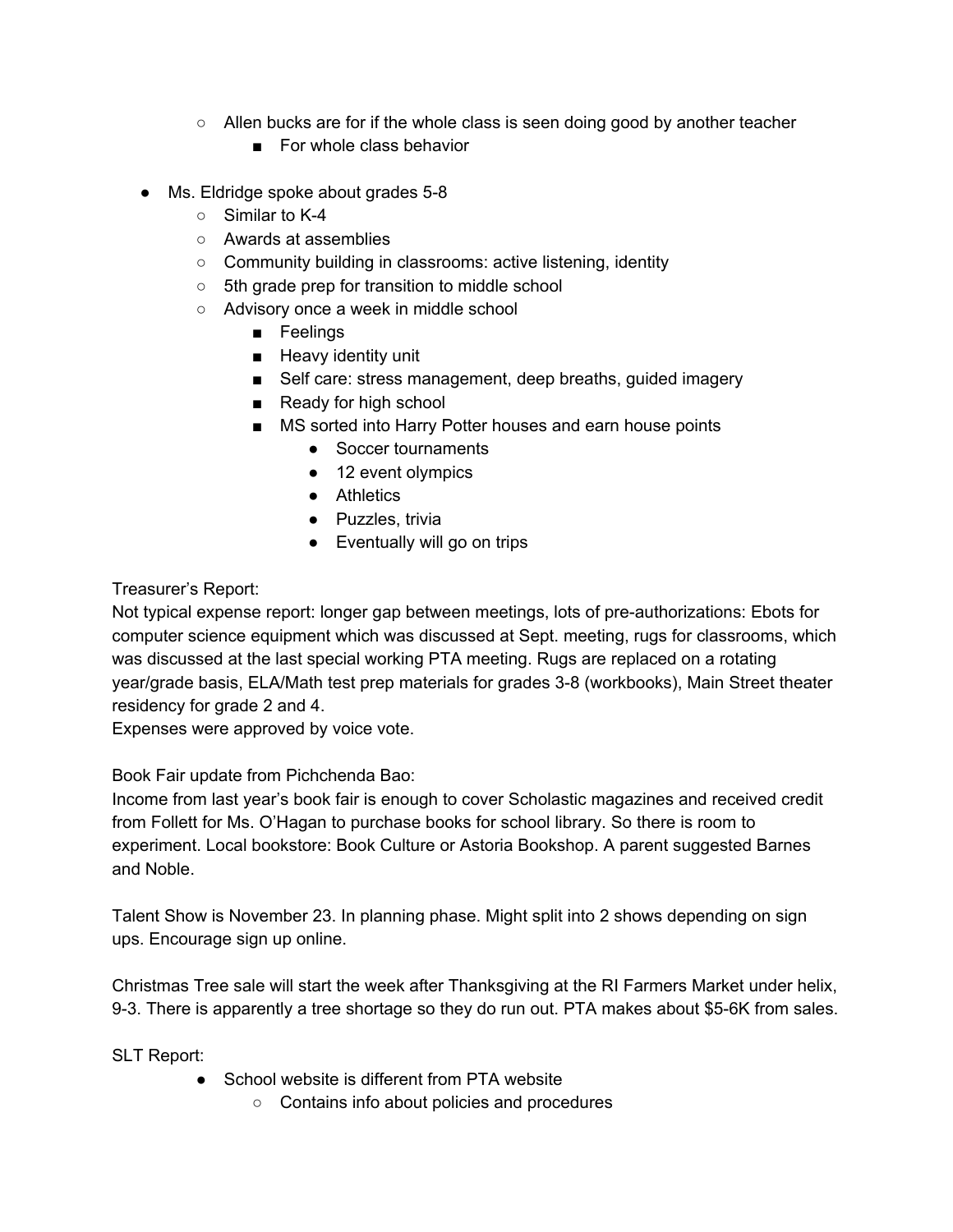- Allen bucks are for if the whole class is seen doing good by another teacher
  - For whole class behavior

- Ms. Eldridge spoke about grades 5-8
  - Similar to K-4
  - Awards at assemblies
  - Community building in classrooms: active listening, identity
  - 5th grade prep for transition to middle school
  - Advisory once a week in middle school
    - Feelings
    - Heavy identity unit
    - Self care: stress management, deep breaths, guided imagery
    - Ready for high school
    - MS sorted into Harry Potter houses and earn house points
      - Soccer tournaments
      - 12 event olympics
      - Athletics
      - Puzzles, trivia
      - Eventually will go on trips

Treasurer's Report:
Not typical expense report: longer gap between meetings, lots of pre-authorizations: Ebots for computer science equipment which was discussed at Sept. meeting, rugs for classrooms, which was discussed at the last special working PTA meeting. Rugs are replaced on a rotating year/grade basis, ELA/Math test prep materials for grades 3-8 (workbooks), Main Street theater residency for grade 2 and 4.
Expenses were approved by voice vote.

Book Fair update from Pichchenda Bao:
Income from last year's book fair is enough to cover Scholastic magazines and received credit from Follett for Ms. O'Hagan to purchase books for school library. So there is room to experiment. Local bookstore: Book Culture or Astoria Bookshop. A parent suggested Barnes and Noble.

Talent Show is November 23. In planning phase. Might split into 2 shows depending on sign ups. Encourage sign up online.

Christmas Tree sale will start the week after Thanksgiving at the RI Farmers Market under helix, 9-3. There is apparently a tree shortage so they do run out. PTA makes about $5-6K from sales.

SLT Report:

- School website is different from PTA website
  - Contains info about policies and procedures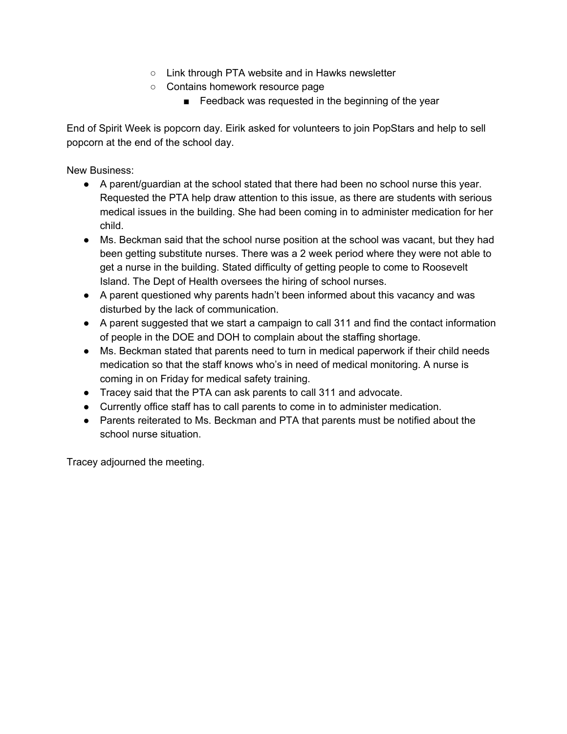- Link through PTA website and in Hawks newsletter
    - Contains homework resource page
        - Feedback was requested in the beginning of the year

End of Spirit Week is popcorn day. Eirik asked for volunteers to join PopStars and help to sell popcorn at the end of the school day.

New Business:

- A parent/guardian at the school stated that there had been no school nurse this year. Requested the PTA help draw attention to this issue, as there are students with serious medical issues in the building. She had been coming in to administer medication for her child.
- Ms. Beckman said that the school nurse position at the school was vacant, but they had been getting substitute nurses. There was a 2 week period where they were not able to get a nurse in the building. Stated difficulty of getting people to come to Roosevelt Island. The Dept of Health oversees the hiring of school nurses.
- A parent questioned why parents hadn't been informed about this vacancy and was disturbed by the lack of communication.
- A parent suggested that we start a campaign to call 311 and find the contact information of people in the DOE and DOH to complain about the staffing shortage.
- Ms. Beckman stated that parents need to turn in medical paperwork if their child needs medication so that the staff knows who's in need of medical monitoring. A nurse is coming in on Friday for medical safety training.
- Tracey said that the PTA can ask parents to call 311 and advocate.
- Currently office staff has to call parents to come in to administer medication.
- Parents reiterated to Ms. Beckman and PTA that parents must be notified about the school nurse situation.

Tracey adjourned the meeting.